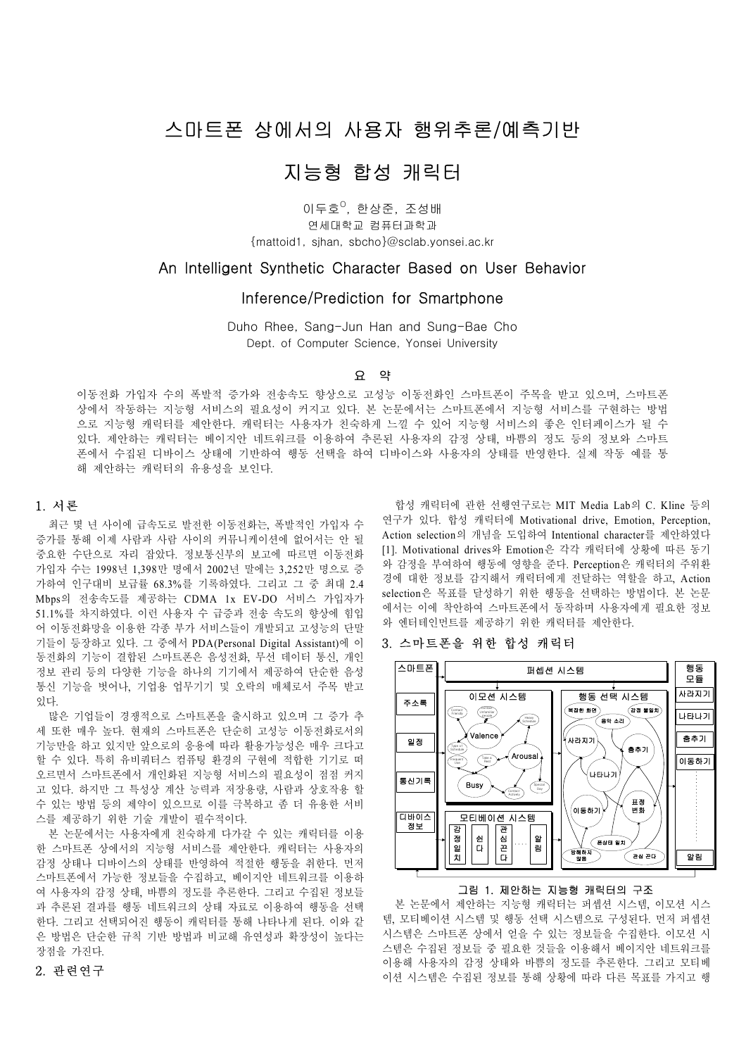# 스마트폰 상에서의 사용자 행위추론/예측기반

# 지능형 합성 캐릭터

이두호[O], 한상준, 조성배
연세대학교 컴퓨터과학과
{mattoid1, sjhan, sbcho}@sclab.yonsei.ac.kr

## An Intelligent Synthetic Character Based on User Behavior Inference/Prediction for Smartphone

Duho Rhee, Sang-Jun Han and Sung-Bae Cho
Dept. of Computer Science, Yonsei University

### 요 약

이동전화 가입자 수의 폭발적 증가와 전송속도 향상으로 고성능 이동전화인 스마트폰이 주목을 받고 있으며, 스마트폰 상에서 작동하는 지능형 서비스의 필요성이 커지고 있다. 본 논문에서는 스마트폰에서 지능형 서비스를 구현하는 방법으로 지능형 캐릭터를 제안한다. 캐릭터는 사용자가 친숙하게 느낄 수 있어 지능형 서비스의 좋은 인터페이스가 될 수 있다. 제안하는 캐릭터는 베이지안 네트워크를 이용하여 추론된 사용자의 감정 상태, 바쁨의 정도 등의 정보와 스마트폰에서 수집된 디바이스 상태에 기반하여 행동 선택을 하여 디바이스와 사용자의 상태를 반영한다. 실제 작동 예를 통해 제안하는 캐릭터의 유용성을 보인다.

## 1. 서론

최근 몇 년 사이에 급속도로 발전한 이동전화는, 폭발적인 가입자 수 증가를 통해 이제 사람과 사람 사이의 커뮤니케이션에 없어서는 안 될 중요한 수단으로 자리 잡았다. 정보통신부의 보고에 따르면 이동전화 가입자 수는 1998년 1,398만 명에서 2002년 말에는 3,252만 명으로 증가하여 인구대비 보급률 68.3%를 기록하였다. 그리고 그 중 최대 2.4 Mbps의 전송속도를 제공하는 CDMA 1x EV-DO 서비스 가입자가 51.1%를 차지하였다. 이런 사용자 수 급증과 전송 속도의 향상에 힘입어 이동전화망을 이용한 각종 부가 서비스들이 개발되고 고성능의 단말기들이 등장하고 있다. 그 중에서 PDA(Personal Digital Assistant)에 이동전화의 기능이 결합된 스마트폰은 음성전화, 무선 데이터 통신, 개인 정보 관리 등의 다양한 기능을 하나의 기기에서 제공하여 단순한 음성 통신 기능을 벗어나, 기업용 업무기기 및 오락의 매체로서 주목 받고 있다.

많은 기업들이 경쟁적으로 스마트폰을 출시하고 있으며 그 증가 추세 또한 매우 높다. 현재의 스마트폰은 단순히 고성능 이동전화로서의 기능만을 하고 있지만 앞으로의 응용에 따라 활용가능성은 매우 크다고 할 수 있다. 특히 유비쿼터스 컴퓨팅 환경의 구현에 적합한 기기로 떠오르면서 스마트폰에서 개인화된 지능형 서비스의 필요성이 점점 커지고 있다. 하지만 그 특성상 계산 능력과 저장용량, 사람과 상호작용 할 수 있는 방법 등의 제약이 있으므로 이를 극복하고 좀 더 유용한 서비스를 제공하기 위한 기술 개발이 필수적이다.

본 논문에서는 사용자에게 친숙하게 다가갈 수 있는 캐릭터를 이용한 스마트폰 상에서의 지능형 서비스를 제안한다. 캐릭터는 사용자의 감정 상태나 디바이스의 상태를 반영하여 적절한 행동을 취한다. 먼저 스마트폰에서 가능한 정보들을 수집하고, 베이지안 네트워크를 이용하여 사용자의 감정 상태, 바쁨의 정도를 추론한다. 그리고 수집된 정보들과 추론된 결과를 행동 네트워크의 상태 자료로 이용하여 행동을 선택한다. 그리고 선택되어진 행동이 캐릭터를 통해 나타나게 된다. 이와 같은 방법은 단순한 규칙 기반 방법과 비교해 유연성과 확장성이 높다는 장점을 가진다.

## 2. 관련연구

합성 캐릭터에 관한 선행연구로는 MIT Media Lab의 C. Kline 등의 연구가 있다. 합성 캐릭터에 Motivational drive, Emotion, Perception, Action selection의 개념을 도입하여 Intentional character를 제안하였다 [1]. Motivational drives와 Emotion은 각각 캐릭터에 상황에 따른 동기와 감정을 부여하여 행동에 영향을 준다. Perception은 캐릭터의 주위환경에 대한 정보를 감지해서 캐릭터에게 전달하는 역할을 하고, Action selection은 목표를 달성하기 위한 행동을 선택하는 방법이다. 본 논문에서는 이에 착안하여 스마트폰에서 동작하며 사용자에게 필요한 정보와 엔터테인먼트를 제공하기 위한 캐릭터를 제안한다.

## 3. 스마트폰을 위한 합성 캐릭터

그림 1. 제안하는 지능형 캐릭터의 구조

본 논문에서 제안하는 지능형 캐릭터는 퍼셉션 시스템, 이모션 시스템, 모티베이션 시스템 및 행동 선택 시스템으로 구성된다. 먼저 퍼셉션 시스템은 스마트폰 상에서 얻을 수 있는 정보들을 수집한다. 이모션 시스템은 수집된 정보들 중 필요한 것들을 이용해서 베이지안 네트워크를 이용해 사용자의 감정 상태와 바쁨의 정도를 추론한다. 그리고 모티베이션 시스템은 수집된 정보를 통해 상황에 따라 다른 목표를 가지고 행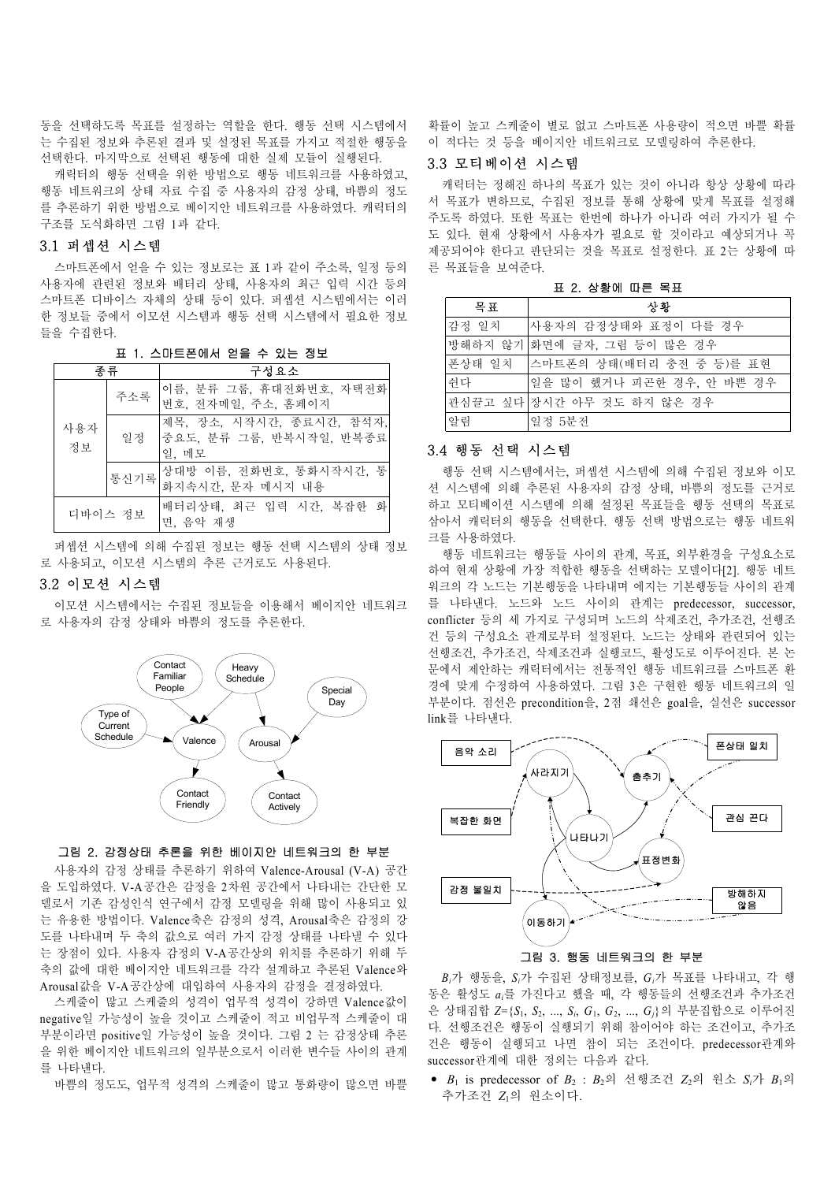동을 선택하도록 목표를 설정하는 역할을 한다. 행동 선택 시스템에서는 수집된 정보와 추론된 결과 및 설정된 목표를 가지고 적절한 행동을 선택한다. 마지막으로 선택된 행동에 대한 실제 모듈이 실행된다.

캐릭터의 행동 선택을 위한 방법으로 행동 네트워크를 사용하였고, 행동 네트워크의 상태 자료 수집 중 사용자의 감정 상태, 바쁨의 정도를 추론하기 위한 방법으로 베이지안 네트워크를 사용하였다. 캐릭터의 구조를 도식화하면 그림 1과 같다.

## 3.1 퍼셉션 시스템

스마트폰에서 얻을 수 있는 정보로는 표 1과 같이 주소록, 일정 등의 사용자에 관련된 정보와 배터리 상태, 사용자의 최근 입력 시간 등의 스마트폰 디바이스 자체의 상태 등이 있다. 퍼셉션 시스템에서는 이러한 정보들 중에서 이모션 시스템과 행동 선택 시스템에서 필요한 정보들을 수집한다.

표 1. 스마트폰에서 얻을 수 있는 정보

| 종류 | | 구성요소 |
|---|---|---|
| 사용자 정보 | 주소록 | 이름, 분류 그룹, 휴대전화번호, 자택전화번호, 전자메일, 주소, 홈페이지 |
| | 일정 | 제목, 장소, 시작시간, 종료시간, 참석자, 중요도, 분류 그룹, 반복시작일, 반복종료일, 메모 |
| | 통신기록 | 상대방 이름, 전화번호, 통화시작시간, 통화지속시간, 문자 메시지 내용 |
| 디바이스 정보 | | 배터리상태, 최근 입력 시간, 복잡한 화면, 음악 재생 |

퍼셉션 시스템에 의해 수집된 정보는 행동 선택 시스템의 상태 정보로 사용되고, 이모션 시스템의 추론 근거로도 사용된다.

## 3.2 이모션 시스템

이모션 시스템에서는 수집된 정보들을 이용해서 베이지안 네트워크로 사용자의 감정 상태와 바쁨의 정도를 추론한다.

그림 2. 감정상태 추론을 위한 베이지안 네트워크의 한 부분

사용자의 감정 상태를 추론하기 위하여 Valence-Arousal (V-A) 공간을 도입하였다. V-A공간은 감정을 2차원 공간에서 나타내는 간단한 모델로서 기존 감성인식 연구에서 감정 모델링을 위해 많이 사용되고 있는 유용한 방법이다. Valence축은 감정의 성격, Arousal축은 감정의 강도를 나타내며 두 축의 값으로 여러 가지 감정 상태를 나타낼 수 있다는 장점이 있다. 사용자 감정의 V-A공간상의 위치를 추론하기 위해 두 축의 값에 대한 베이지안 네트워크를 각각 설계하고 추론된 Valence와 Arousal값을 V-A공간상에 대입하여 사용자의 감정을 결정하였다.

스케줄이 많고 스케줄의 성격이 업무적 성격이 강하면 Valence값이 negative일 가능성이 높을 것이고 스케줄이 적고 비업무적 스케줄이 대부분이라면 positive일 가능성이 높을 것이다. 그림 2 는 감정상태 추론을 위한 베이지안 네트워크의 일부분으로서 이러한 변수들 사이의 관계를 나타낸다.

바쁨의 정도도, 업무적 성격의 스케줄이 많고 통화량이 많으면 바쁠 확률이 높고 스케줄이 별로 없고 스마트폰 사용량이 적으면 바쁠 확률이 적다는 것 등을 베이지안 네트워크로 모델링하여 추론한다.

## 3.3 모티베이션 시스템

캐릭터는 정해진 하나의 목표가 있는 것이 아니라 항상 상황에 따라서 목표가 변하므로, 수집된 정보를 통해 상황에 맞게 목표를 설정해 주도록 하였다. 또한 목표는 한번에 하나가 아니라 여러 가지가 될 수도 있다. 현재 상황에서 사용자가 필요로 할 것이라고 예상되거나 꼭 제공되어야 한다고 판단되는 것을 목표로 설정한다. 표 2는 상황에 따른 목표들을 보여준다.

표 2. 상황에 따른 목표

| 목표 | 상황 |
|---|---|
| 감정 일치 | 사용자의 감정상태와 표정이 다를 경우 |
| 방해하지 않기 | 화면에 글자, 그림 등이 많은 경우 |
| 폰상태 일치 | 스마트폰의 상태(배터리 충전 중 등)를 표현 |
| 쉰다 | 일을 많이 했거나 피곤한 경우, 안 바쁜 경우 |
| 관심끌고 싶다 | 장시간 아무 것도 하지 않은 경우 |
| 알림 | 일정 5분전 |

## 3.4 행동 선택 시스템

행동 선택 시스템에서는, 퍼셉션 시스템에 의해 수집된 정보와 이모션 시스템에 의해 추론된 사용자의 감정 상태, 바쁨의 정도를 근거로 하고 모티베이션 시스템에 의해 설정된 목표들을 행동 선택의 목표로 삼아서 캐릭터의 행동을 선택한다. 행동 선택 방법으로는 행동 네트워크를 사용하였다.

행동 네트워크는 행동들 사이의 관계, 목표, 외부환경을 구성요소로 하여 현재 상황에 가장 적합한 행동을 선택하는 모델이다[2]. 행동 네트워크의 각 노드는 기본행동을 나타내며 에지는 기본행동들 사이의 관계를 나타낸다. 노드와 노드 사이의 관계는 predecessor, successor, conflicter 등의 세 가지로 구성되며 노드의 삭제조건, 추가조건, 선행조건 등의 구성요소 관계로부터 설정된다. 노드는 상태와 관련되어 있는 선행조건, 추가조건, 삭제조건과 실행코드, 활성도로 이루어진다. 본 논문에서 제안하는 캐릭터에서는 전통적인 행동 네트워크를 스마트폰 환경에 맞게 수정하여 사용하였다. 그림 3은 구현한 행동 네트워크의 일부분이다. 점선은 precondition을, 2점 쇄선은 goal을, 실선은 successor link를 나타낸다.

그림 3. 행동 네트워크의 한 부분

$B_i$가 행동을, $S_i$가 수집된 상태정보를, $G_i$가 목표를 나타내고, 각 행동은 활성도 $a_i$를 가진다고 했을 때, 각 행동들의 선행조건과 추가조건은 상태집합 $Z=\{S_1, S_2, ..., S_i, G_1, G_2, ..., G_j\}$의 부분집합으로 이루어진다. 선행조건은 행동이 실행되기 위해 참이어야 하는 조건이고, 추가조건은 행동이 실행되고 나면 참이 되는 조건이다. predecessor관계와 successor관계에 대한 정의는 다음과 같다.

- $B_1$ is predecessor of $B_2$ : $B_2$의 선행조건 $Z_2$의 원소 $S_i$가 $B_1$의 추가조건 $Z_1$의 원소이다.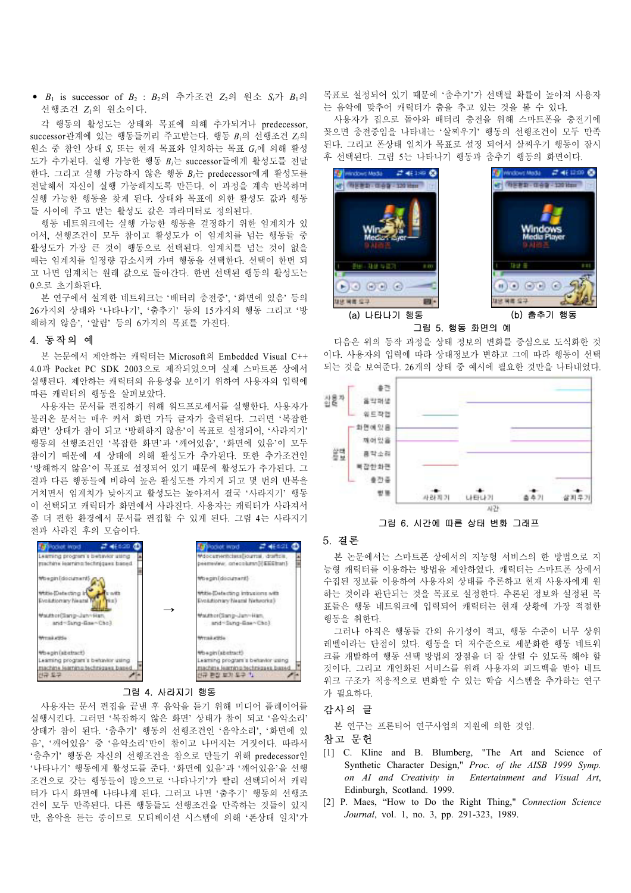- $B_1$ is successor of $B_2$ : $B_2$의 추가조건 $Z_2$의 원소 $S_i$가 $B_1$의 선행조건 $Z_1$의 원소이다.

각 행동의 활성도는 상태와 목표에 의해 추가되거나 predecessor, successor관계에 있는 행동들끼리 주고받는다. 행동 $B_i$의 선행조건 $Z_i$의 원소 중 참인 상태 $S_i$ 또는 현재 목표와 일치하는 목표 $G_i$에 의해 활성도가 추가된다. 실행 가능한 행동 $B_i$는 successor들에게 활성도를 전달한다. 그리고 실행 가능하지 않은 행동 $B_i$는 predecessor에게 활성도를 전달해서 자신이 실행 가능해지도록 만든다. 이 과정을 계속 반복하며 실행 가능한 행동을 찾게 된다. 상태와 목표에 의한 활성도 값과 행동들 사이에 주고 받는 활성도 값은 파라미터로 정의된다.

행동 네트워크에는 실행 가능한 행동을 결정하기 위한 임계치가 있어서, 선행조건이 모두 참이고 활성도가 이 임계치를 넘는 행동들 중 활성도가 가장 큰 것이 행동으로 선택된다. 임계치를 넘는 것이 없을 때는 임계치를 일정량 감소시켜 가며 행동을 선택한다. 선택이 한번 되고 나면 임계치는 원래 값으로 돌아간다. 한번 선택된 행동의 활성도는 0으로 초기화된다.

본 연구에서 설계한 네트워크는 '배터리 충전중', '화면에 있음' 등의 26가지의 상태와 '나타나기', '춤추기' 등의 15가지의 행동 그리고 '방해하지 않음', '알림' 등의 6가지의 목표를 가진다.

## 4. 동작의 예

본 논문에서 제안하는 캐릭터는 Microsoft의 Embedded Visual C++ 4.0과 Pocket PC SDK 2003으로 제작되었으며 실제 스마트폰 상에서 실행된다. 제안하는 캐릭터의 유용성을 보이기 위하여 사용자의 입력에 따른 캐릭터의 행동을 살펴보았다.

사용자는 문서를 편집하기 위해 워드프로세서를 실행한다. 사용자가 불러온 문서는 매우 커서 화면 가득 글자가 출력된다. 그러면 '복잡한 화면' 상태가 참이 되고 '방해하지 않음'이 목표로 설정되어, '사라지기' 행동의 선행조건인 '복잡한 화면'과 '깨어있음', '화면에 있음'이 모두 참이기 때문에 세 상태에 의해 활성도가 추가된다. 또한 추가조건인 '방해하지 않음'이 목표로 설정되어 있기 때문에 활성도가 추가된다. 그 결과 다른 행동들에 비하여 높은 활성도를 가지게 되고 몇 번의 반복을 거치면서 임계치가 낮아지고 활성도는 높아져서 결국 '사라지기' 행동이 선택되고 캐릭터가 화면에서 사라진다. 사용자는 캐릭터가 사라져서 좀 더 편한 환경에서 문서를 편집할 수 있게 된다. 그림 4는 사라지기 전과 사라진 후의 모습이다.

그림 4. 사라지기 행동

사용자는 문서 편집을 끝낸 후 음악을 듣기 위해 미디어 플레이어를 실행시킨다. 그러면 '복잡하지 않은 화면' 상태가 참이 되고 '음악소리' 상태가 참이 된다. '춤추기' 행동의 선행조건인 '음악소리', '화면에 있음', '깨어있음' 중 '음악소리'만이 참이고 나머지는 거짓이다. 따라서 '춤추기' 행동은 자신의 선행조건을 참으로 만들기 위해 predecessor인 '나타나기' 행동에게 활성도를 준다. '화면에 있음'과 '깨어있음'을 선행조건으로 갖는 행동들이 많으므로 '나타나기'가 빨리 선택되어서 캐릭터가 다시 화면에 나타나게 된다. 그러고 나면 '춤추기' 행동의 선행조건이 모두 만족된다. 다른 행동들도 선행조건을 만족하는 것들이 있지만, 음악을 듣는 중이므로 모티베이션 시스템에 의해 '폰상태 일치'가 목표로 설정되어 있기 때문에 '춤추기'가 선택될 확률이 높아져 사용자는 음악에 맞추어 캐릭터가 춤을 추고 있는 것을 볼 수 있다.

사용자가 집으로 돌아와 배터리 충전을 위해 스마트폰을 충전기에 꽂으면 충전중임을 나타내는 '살찌우기' 행동의 선행조건이 모두 만족된다. 그리고 폰상태 일치가 목표로 설정 되어서 살찌우기 행동이 잠시 후 선택된다. 그림 5는 나타나기 행동과 춤추기 행동의 화면이다.

(a) 나타나기 행동 (b) 춤추기 행동

그림 5. 행동 화면의 예

다음은 위의 동작 과정을 상태 정보의 변화를 중심으로 도식화한 것이다. 사용자의 입력에 따라 상태정보가 변하고 그에 따라 행동이 선택되는 것을 보여준다. 26개의 상태 중 예시에 필요한 것만을 나타내었다.

사용자 입력
상태 정보
충전
음악재생
워드작업
화면에있음
깨어있음
음악소리
복잡한화면
충전중
행동
사라지기
나타나기
춤추기
살찌우기
시간

그림 6. 시간에 따른 상태 변화 그래프

## 5. 결론

본 논문에서는 스마트폰 상에서의 지능형 서비스의 한 방법으로 지능형 캐릭터를 이용하는 방법을 제안하였다. 캐릭터는 스마트폰 상에서 수집된 정보를 이용하여 사용자의 상태를 추론하고 현재 사용자에게 원하는 것이라 판단되는 것을 목표로 설정한다. 추론된 정보와 설정된 목표들은 행동 네트워크에 입력되어 캐릭터는 현재 상황에 가장 적절한 행동을 취한다.

그러나 아직은 행동들 간의 유기성이 적고, 행동 수준이 너무 상위 레벨이라는 단점이 있다. 행동을 더 저수준으로 세분화한 행동 네트워크를 개발하여 행동 선택 방법의 장점을 더 잘 살릴 수 있도록 해야 할 것이다. 그리고 개인화된 서비스를 위해 사용자의 피드백을 받아 네트워크 구조가 적응적으로 변화할 수 있는 학습 시스템을 추가하는 연구가 필요하다.

## 감사의 글

본 연구는 프론티어 연구사업의 지원에 의한 것임.

## 참고 문헌

[1] C. Kline and B. Blumberg, "The Art and Science of Synthetic Character Design," *Proc. of the AISB 1999 Symp. on AI and Creativity in Entertainment and Visual Art*, Edinburgh, Scotland. 1999.

[2] P. Maes, "How to Do the Right Thing," *Connection Science Journal*, vol. 1, no. 3, pp. 291-323, 1989.